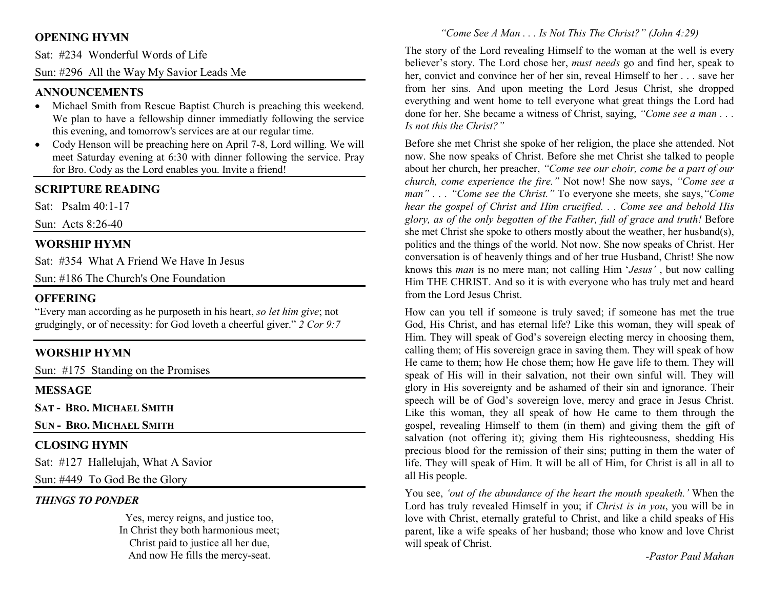## OPENING HYMN

Sat: #234 Wonderful Words of Life

Sun: #296 All the Way My Savior Leads Me

## ANNOUNCEMENTS

- Michael Smith from Rescue Baptist Church is preaching this weekend. We plan to have a fellowship dinner immediatly following the service this evening, and tomorrow's services are at our regular time.
- Cody Henson will be preaching here on April 7-8, Lord willing. We will meet Saturday evening at 6:30 with dinner following the service. Pray for Bro. Cody as the Lord enables you. Invite a friend!

## SCRIPTURE READING

Sat: Psalm 40:1-17

Sun: Acts 8:26-40

## WORSHIP HYMN

Sat: #354 What A Friend We Have In Jesus

Sun: #186 The Church's One Foundation

## OFFERING

"Every man according as he purposeth in his heart, *so let him give*; not grudgingly, or of necessity: for God loveth a cheerful giver." *2 Cor 9:7*

## WORSHIP HYMN

Sun: #175 Standing on the Promises

## MESSAGE

**SAT - BRO. MICHAEL SMITH**

**SUN - BRO. MICHAEL SMITH**

## CLOSING HYMN

Sat: #127 Hallelujah, What A Savior

Sun: #449 To God Be the Glory

***THINGS TO PONDER***

Yes, mercy reigns, and justice too,
In Christ they both harmonious meet;
Christ paid to justice all her due,
And now He fills the mercy-seat.

*"Come See A Man . . . Is Not This The Christ?" (John 4:29)*

The story of the Lord revealing Himself to the woman at the well is every believer's story. The Lord chose her, *must needs* go and find her, speak to her, convict and convince her of her sin, reveal Himself to her . . . save her from her sins. And upon meeting the Lord Jesus Christ, she dropped everything and went home to tell everyone what great things the Lord had done for her. She became a witness of Christ, saying, *"Come see a man . . . Is not this the Christ?"*

Before she met Christ she spoke of her religion, the place she attended. Not now. She now speaks of Christ. Before she met Christ she talked to people about her church, her preacher, *"Come see our choir, come be a part of our church, come experience the fire."* Not now! She now says, *"Come see a man" . . . "Come see the Christ."* To everyone she meets, she says,*"Come hear the gospel of Christ and Him crucified. . . Come see and behold His glory, as of the only begotten of the Father, full of grace and truth!* Before she met Christ she spoke to others mostly about the weather, her husband(s), politics and the things of the world. Not now. She now speaks of Christ. Her conversation is of heavenly things and of her true Husband, Christ! She now knows this *man* is no mere man; not calling Him '*Jesus'* , but now calling Him THE CHRIST. And so it is with everyone who has truly met and heard from the Lord Jesus Christ.

How can you tell if someone is truly saved; if someone has met the true God, His Christ, and has eternal life? Like this woman, they will speak of Him. They will speak of God's sovereign electing mercy in choosing them, calling them; of His sovereign grace in saving them. They will speak of how He came to them; how He chose them; how He gave life to them. They will speak of His will in their salvation, not their own sinful will. They will glory in His sovereignty and be ashamed of their sin and ignorance. Their speech will be of God's sovereign love, mercy and grace in Jesus Christ. Like this woman, they all speak of how He came to them through the gospel, revealing Himself to them (in them) and giving them the gift of salvation (not offering it); giving them His righteousness, shedding His precious blood for the remission of their sins; putting in them the water of life. They will speak of Him. It will be all of Him, for Christ is all in all to all His people.

You see, *'out of the abundance of the heart the mouth speaketh.'* When the Lord has truly revealed Himself in you; if *Christ is in you*, you will be in love with Christ, eternally grateful to Christ, and like a child speaks of His parent, like a wife speaks of her husband; those who know and love Christ will speak of Christ.

*-Pastor Paul Mahan*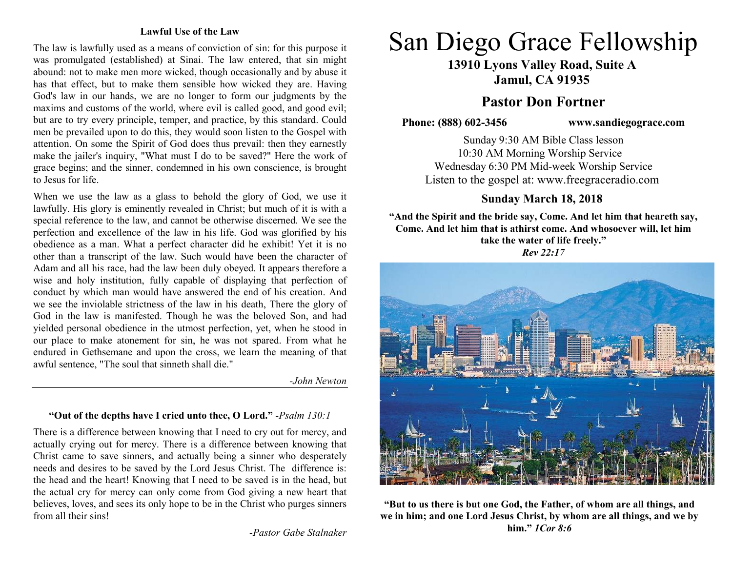### Lawful Use of the Law

The law is lawfully used as a means of conviction of sin: for this purpose it was promulgated (established) at Sinai. The law entered, that sin might abound: not to make men more wicked, though occasionally and by abuse it has that effect, but to make them sensible how wicked they are. Having God's law in our hands, we are no longer to form our judgments by the maxims and customs of the world, where evil is called good, and good evil; but are to try every principle, temper, and practice, by this standard. Could men be prevailed upon to do this, they would soon listen to the Gospel with attention. On some the Spirit of God does thus prevail: then they earnestly make the jailer's inquiry, "What must I do to be saved?" Here the work of grace begins; and the sinner, condemned in his own conscience, is brought to Jesus for life.

When we use the law as a glass to behold the glory of God, we use it lawfully. His glory is eminently revealed in Christ; but much of it is with a special reference to the law, and cannot be otherwise discerned. We see the perfection and excellence of the law in his life. God was glorified by his obedience as a man. What a perfect character did he exhibit! Yet it is no other than a transcript of the law. Such would have been the character of Adam and all his race, had the law been duly obeyed. It appears therefore a wise and holy institution, fully capable of displaying that perfection of conduct by which man would have answered the end of his creation. And we see the inviolable strictness of the law in his death, There the glory of God in the law is manifested. Though he was the beloved Son, and had yielded personal obedience in the utmost perfection, yet, when he stood in our place to make atonement for sin, he was not spared. From what he endured in Gethsemane and upon the cross, we learn the meaning of that awful sentence, "The soul that sinneth shall die."

*-John Newton*

---

**"Out of the depths have I cried unto thee, O Lord."** *-Psalm 130:1*

There is a difference between knowing that I need to cry out for mercy, and actually crying out for mercy. There is a difference between knowing that Christ came to save sinners, and actually being a sinner who desperately needs and desires to be saved by the Lord Jesus Christ. The difference is: the head and the heart! Knowing that I need to be saved is in the head, but the actual cry for mercy can only come from God giving a new heart that believes, loves, and sees its only hope to be in the Christ who purges sinners from all their sins!

*-Pastor Gabe Stalnaker*

# San Diego Grace Fellowship

**13910 Lyons Valley Road, Suite A**
**Jamul, CA 91935**

## Pastor Don Fortner

**Phone: (888) 602-3456** **www.sandiegograce.com**

Sunday 9:30 AM Bible Class lesson
10:30 AM Morning Worship Service
Wednesday 6:30 PM Mid-week Worship Service
Listen to the gospel at: www.freegraceradio.com

### Sunday March 18, 2018

**"And the Spirit and the bride say, Come. And let him that heareth say, Come. And let him that is athirst come. And whosoever will, let him take the water of life freely."**
***Rev 22:17***

**"But to us there is but one God, the Father, of whom are all things, and we in him; and one Lord Jesus Christ, by whom are all things, and we by him."** ***1Cor 8:6***